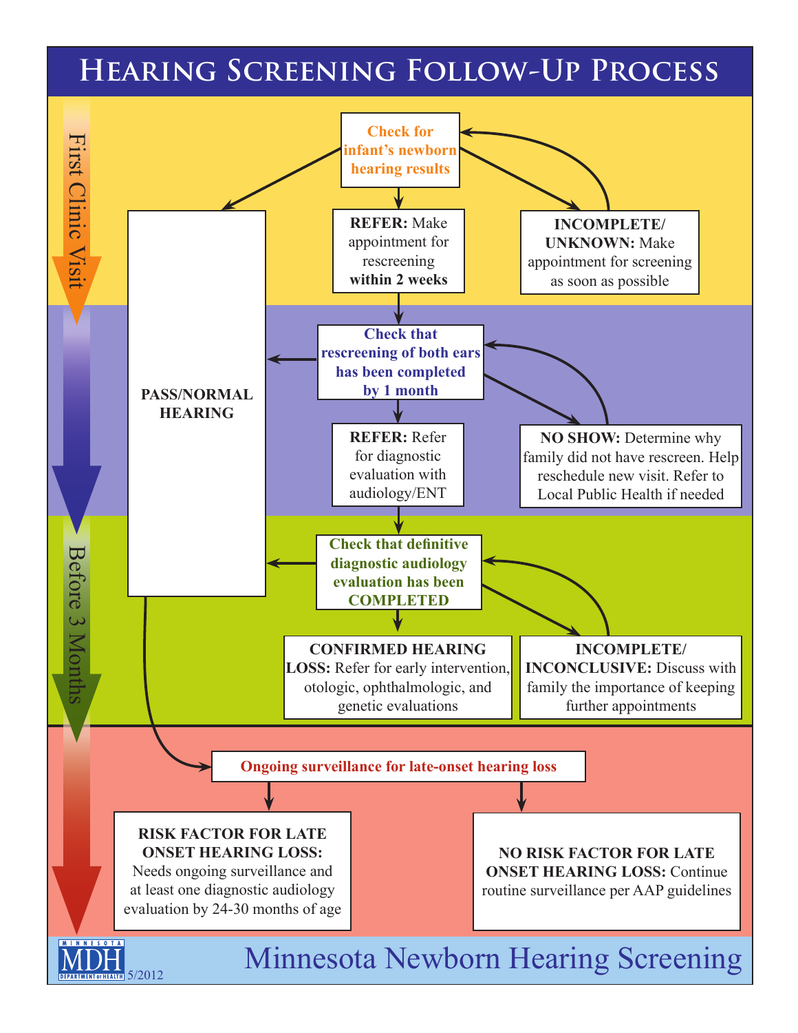# Hearing Screening Follow-Up Process

## First Clinic Visit

**Check for infant's newborn hearing results**

- **PASS/NORMAL HEARING**
- **REFER:** Make appointment for rescreening **within 2 weeks**
- **INCOMPLETE/ UNKNOWN:** Make appointment for screening as soon as possible

**Check that rescreening of both ears has been completed by 1 month**

- **PASS/NORMAL HEARING**
- **REFER:** Refer for diagnostic evaluation with audiology/ENT
- **NO SHOW:** Determine why family did not have rescreen. Help reschedule new visit. Refer to Local Public Health if needed

## Before 3 Months

**Check that definitive diagnostic audiology evaluation has been COMPLETED**

- **PASS/NORMAL HEARING**
- **CONFIRMED HEARING LOSS:** Refer for early intervention, otologic, ophthalmologic, and genetic evaluations
- **INCOMPLETE/ INCONCLUSIVE:** Discuss with family the importance of keeping further appointments

**Ongoing surveillance for late-onset hearing loss**

- **RISK FACTOR FOR LATE ONSET HEARING LOSS:** Needs ongoing surveillance and at least one diagnostic audiology evaluation by 24-30 months of age
- **NO RISK FACTOR FOR LATE ONSET HEARING LOSS:** Continue routine surveillance per AAP guidelines

MINNESOTA MDH DEPARTMENT OF HEALTH 5/2012

Minnesota Newborn Hearing Screening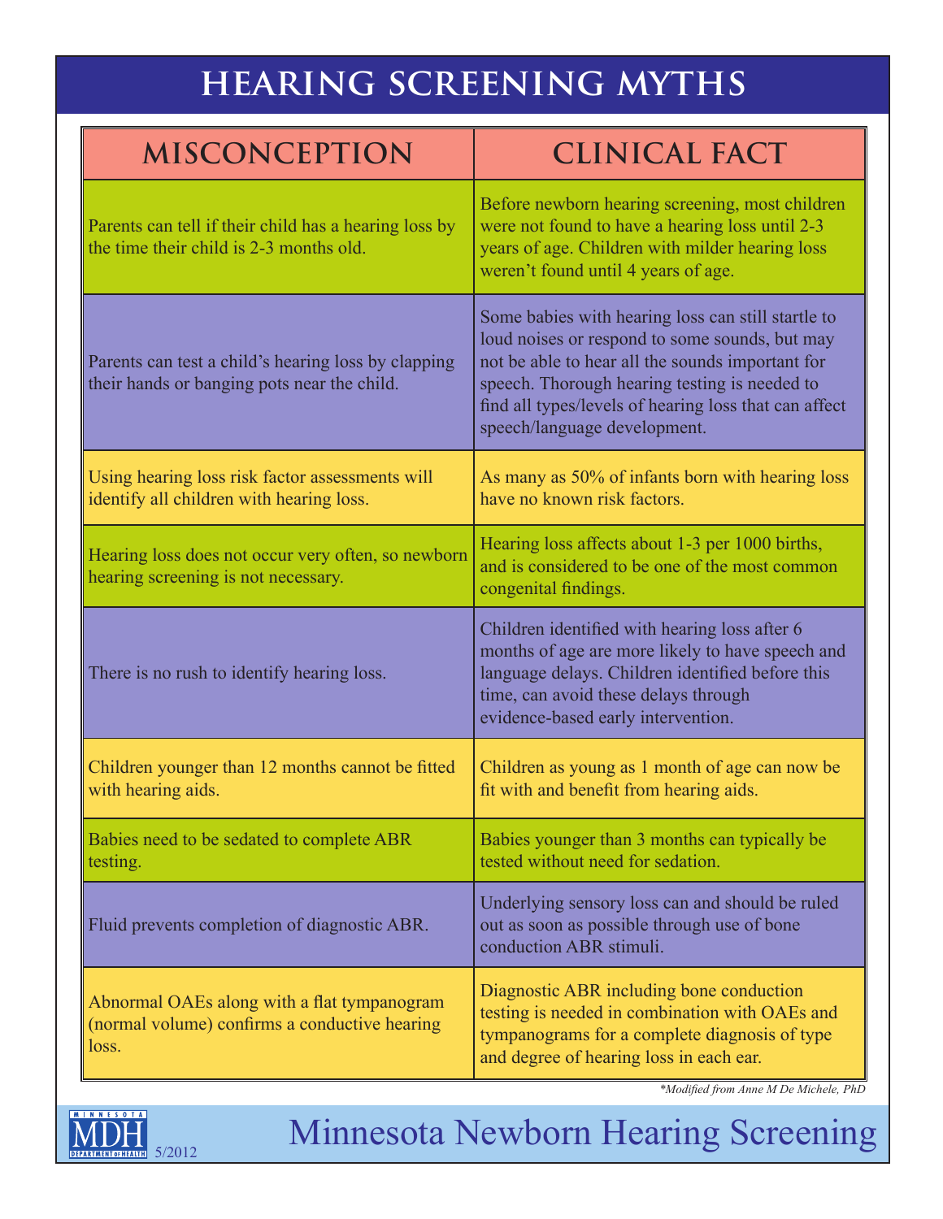# HEARING SCREENING MYTHS

| MISCONCEPTION | CLINICAL FACT |
|---|---|
| Parents can tell if their child has a hearing loss by the time their child is 2-3 months old. | Before newborn hearing screening, most children were not found to have a hearing loss until 2-3 years of age. Children with milder hearing loss weren't found until 4 years of age. |
| Parents can test a child's hearing loss by clapping their hands or banging pots near the child. | Some babies with hearing loss can still startle to loud noises or respond to some sounds, but may not be able to hear all the sounds important for speech. Thorough hearing testing is needed to find all types/levels of hearing loss that can affect speech/language development. |
| Using hearing loss risk factor assessments will identify all children with hearing loss. | As many as 50% of infants born with hearing loss have no known risk factors. |
| Hearing loss does not occur very often, so newborn hearing screening is not necessary. | Hearing loss affects about 1-3 per 1000 births, and is considered to be one of the most common congenital findings. |
| There is no rush to identify hearing loss. | Children identified with hearing loss after 6 months of age are more likely to have speech and language delays. Children identified before this time, can avoid these delays through evidence-based early intervention. |
| Children younger than 12 months cannot be fitted with hearing aids. | Children as young as 1 month of age can now be fit with and benefit from hearing aids. |
| Babies need to be sedated to complete ABR testing. | Babies younger than 3 months can typically be tested without need for sedation. |
| Fluid prevents completion of diagnostic ABR. | Underlying sensory loss can and should be ruled out as soon as possible through use of bone conduction ABR stimuli. |
| Abnormal OAEs along with a flat tympanogram (normal volume) confirms a conductive hearing loss. | Diagnostic ABR including bone conduction testing is needed in combination with OAEs and tympanograms for a complete diagnosis of type and degree of hearing loss in each ear. |

*\*Modified from Anne M De Michele, PhD*

MINNESOTA MDH DEPARTMENT of HEALTH 5/2012

Minnesota Newborn Hearing Screening